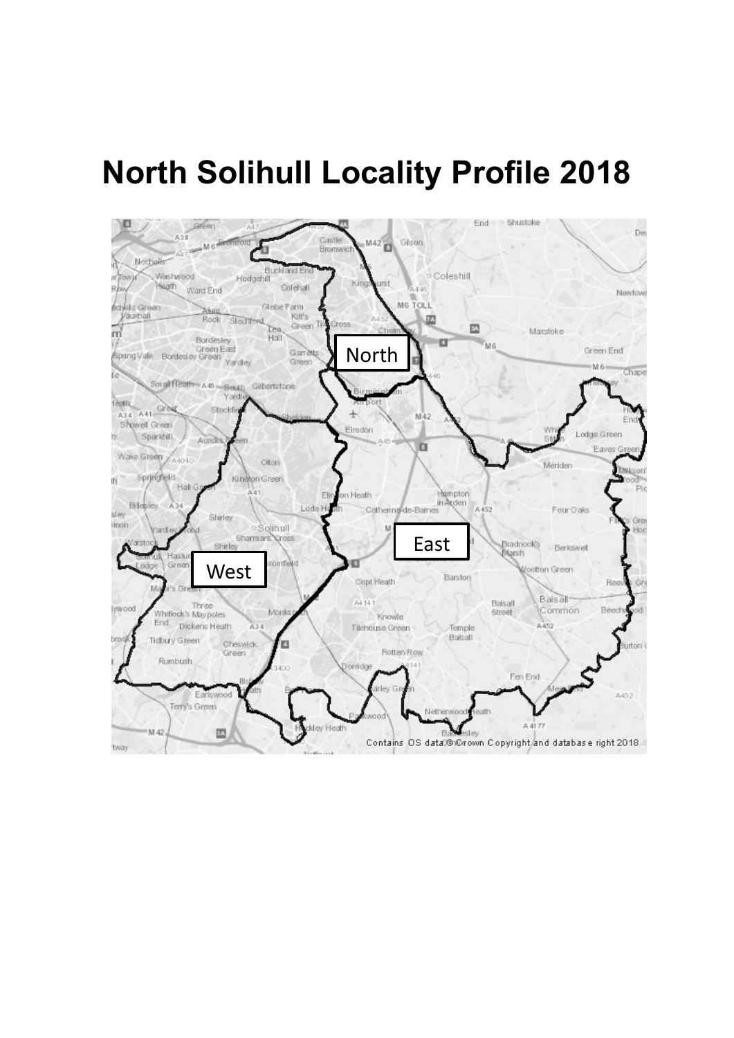# North Solihull Locality Profile 2018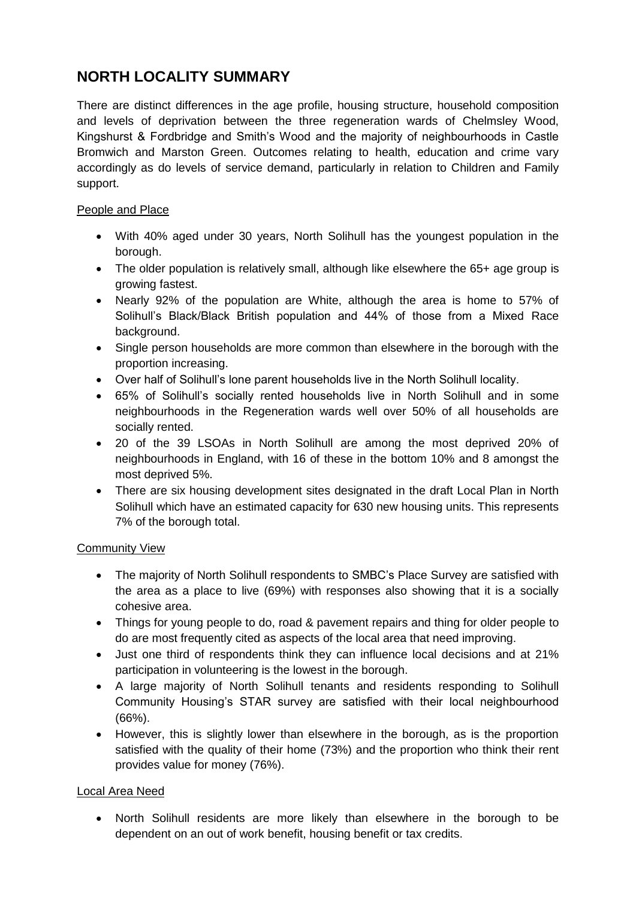## NORTH LOCALITY SUMMARY

There are distinct differences in the age profile, housing structure, household composition and levels of deprivation between the three regeneration wards of Chelmsley Wood, Kingshurst & Fordbridge and Smith's Wood and the majority of neighbourhoods in Castle Bromwich and Marston Green. Outcomes relating to health, education and crime vary accordingly as do levels of service demand, particularly in relation to Children and Family support.

### People and Place

- With 40% aged under 30 years, North Solihull has the youngest population in the borough.
- The older population is relatively small, although like elsewhere the 65+ age group is growing fastest.
- Nearly 92% of the population are White, although the area is home to 57% of Solihull's Black/Black British population and 44% of those from a Mixed Race background.
- Single person households are more common than elsewhere in the borough with the proportion increasing.
- Over half of Solihull's lone parent households live in the North Solihull locality.
- 65% of Solihull's socially rented households live in North Solihull and in some neighbourhoods in the Regeneration wards well over 50% of all households are socially rented.
- 20 of the 39 LSOAs in North Solihull are among the most deprived 20% of neighbourhoods in England, with 16 of these in the bottom 10% and 8 amongst the most deprived 5%.
- There are six housing development sites designated in the draft Local Plan in North Solihull which have an estimated capacity for 630 new housing units. This represents 7% of the borough total.

### Community View

- The majority of North Solihull respondents to SMBC's Place Survey are satisfied with the area as a place to live (69%) with responses also showing that it is a socially cohesive area.
- Things for young people to do, road & pavement repairs and thing for older people to do are most frequently cited as aspects of the local area that need improving.
- Just one third of respondents think they can influence local decisions and at 21% participation in volunteering is the lowest in the borough.
- A large majority of North Solihull tenants and residents responding to Solihull Community Housing's STAR survey are satisfied with their local neighbourhood (66%).
- However, this is slightly lower than elsewhere in the borough, as is the proportion satisfied with the quality of their home (73%) and the proportion who think their rent provides value for money (76%).

### Local Area Need

- North Solihull residents are more likely than elsewhere in the borough to be dependent on an out of work benefit, housing benefit or tax credits.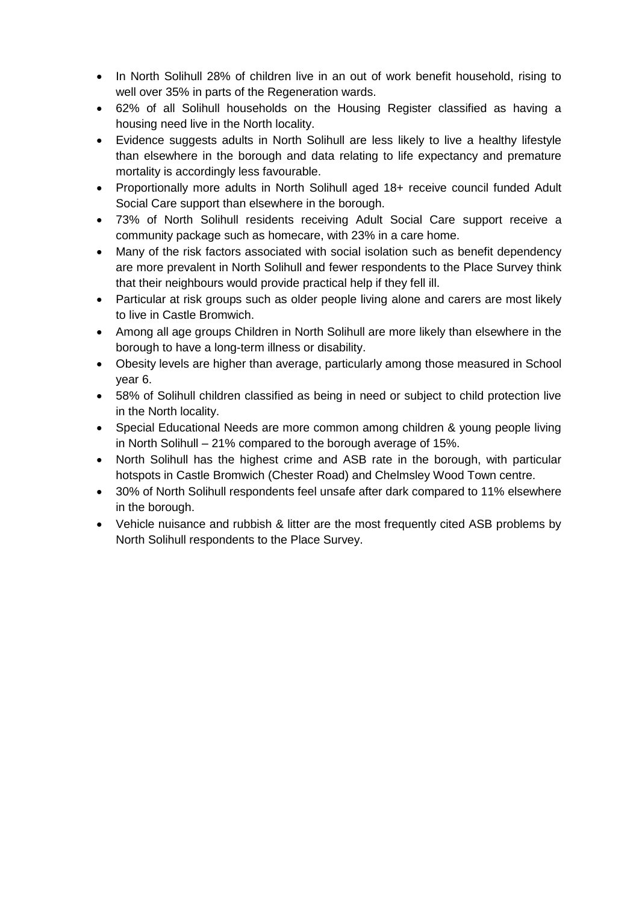- In North Solihull 28% of children live in an out of work benefit household, rising to well over 35% in parts of the Regeneration wards.
- 62% of all Solihull households on the Housing Register classified as having a housing need live in the North locality.
- Evidence suggests adults in North Solihull are less likely to live a healthy lifestyle than elsewhere in the borough and data relating to life expectancy and premature mortality is accordingly less favourable.
- Proportionally more adults in North Solihull aged 18+ receive council funded Adult Social Care support than elsewhere in the borough.
- 73% of North Solihull residents receiving Adult Social Care support receive a community package such as homecare, with 23% in a care home.
- Many of the risk factors associated with social isolation such as benefit dependency are more prevalent in North Solihull and fewer respondents to the Place Survey think that their neighbours would provide practical help if they fell ill.
- Particular at risk groups such as older people living alone and carers are most likely to live in Castle Bromwich.
- Among all age groups Children in North Solihull are more likely than elsewhere in the borough to have a long-term illness or disability.
- Obesity levels are higher than average, particularly among those measured in School year 6.
- 58% of Solihull children classified as being in need or subject to child protection live in the North locality.
- Special Educational Needs are more common among children & young people living in North Solihull – 21% compared to the borough average of 15%.
- North Solihull has the highest crime and ASB rate in the borough, with particular hotspots in Castle Bromwich (Chester Road) and Chelmsley Wood Town centre.
- 30% of North Solihull respondents feel unsafe after dark compared to 11% elsewhere in the borough.
- Vehicle nuisance and rubbish & litter are the most frequently cited ASB problems by North Solihull respondents to the Place Survey.